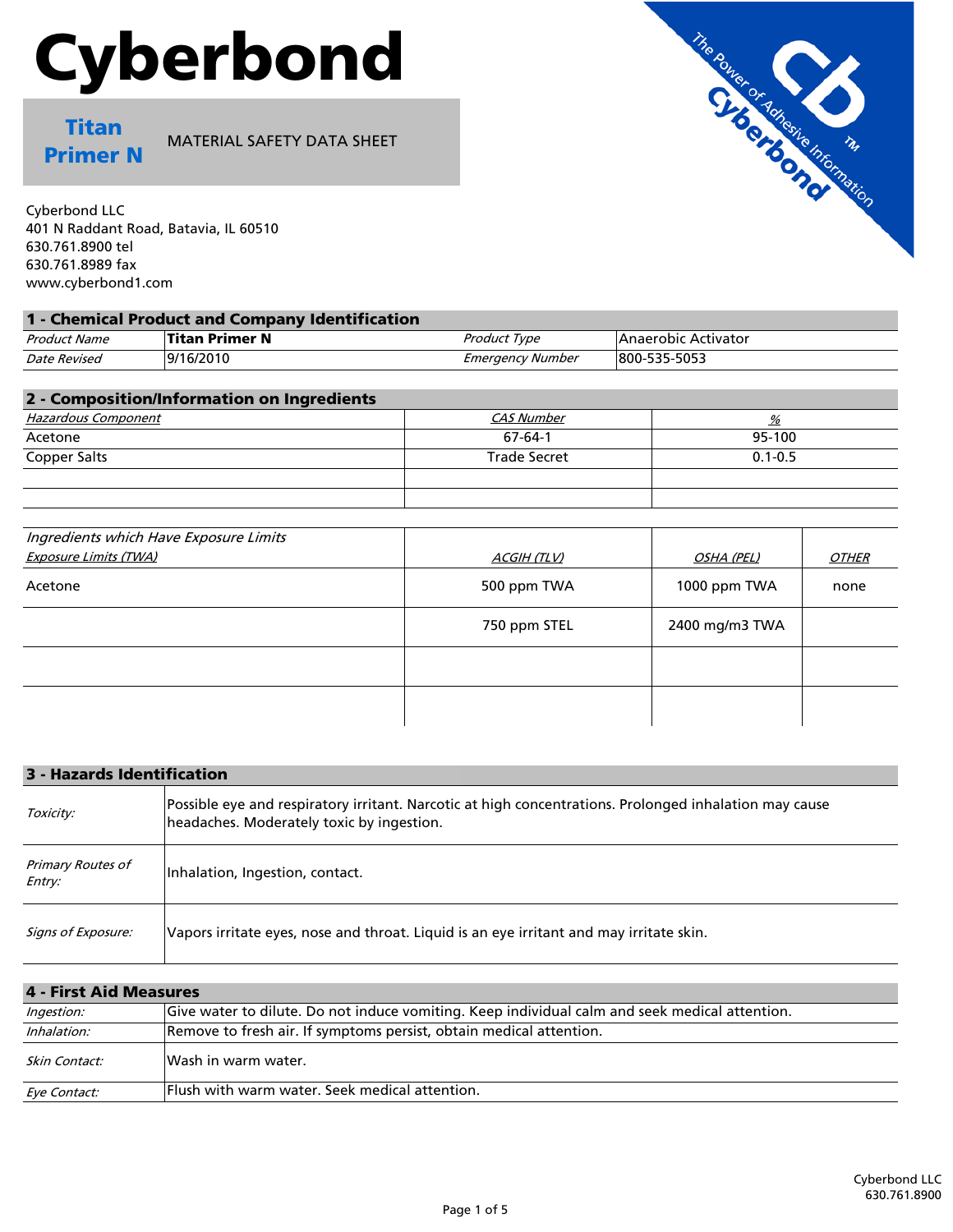# Cyberbond

**Titan Primer N** — MATERIAL SAFETY DATA SHEET

Cyberbond LLC
401 N Raddant Road, Batavia, IL 60510
630.761.8900 tel
630.761.8989 fax
www.cyberbond1.com

## 1 - Chemical Product and Company Identification

| *Product Name* | **Titan Primer N** | *Product Type* | Anaerobic Activator |
|---|---|---|---|
| *Date Revised* | 9/16/2010 | *Emergency Number* | 800-535-5053 |

## 2 - Composition/Information on Ingredients

| Hazardous Component | CAS Number | % |
|---|---|---|
| Acetone | 67-64-1 | 95-100 |
| Copper Salts | Trade Secret | 0.1-0.5 |

| *Ingredients which Have Exposure Limits* Exposure Limits (TWA) | ACGIH (TLV) | OSHA (PEL) | OTHER |
|---|---|---|---|
| Acetone | 500 ppm TWA | 1000 ppm TWA | none |
| | 750 ppm STEL | 2400 mg/m3 TWA | |

## 3 - Hazards Identification

| | |
|---|---|
| *Toxicity:* | Possible eye and respiratory irritant. Narcotic at high concentrations. Prolonged inhalation may cause headaches. Moderately toxic by ingestion. |
| *Primary Routes of Entry:* | Inhalation, Ingestion, contact. |
| *Signs of Exposure:* | Vapors irritate eyes, nose and throat. Liquid is an eye irritant and may irritate skin. |

## 4 - First Aid Measures

| | |
|---|---|
| *Ingestion:* | Give water to dilute. Do not induce vomiting. Keep individual calm and seek medical attention. |
| *Inhalation:* | Remove to fresh air. If symptoms persist, obtain medical attention. |
| *Skin Contact:* | Wash in warm water. |
| *Eye Contact:* | Flush with warm water. Seek medical attention. |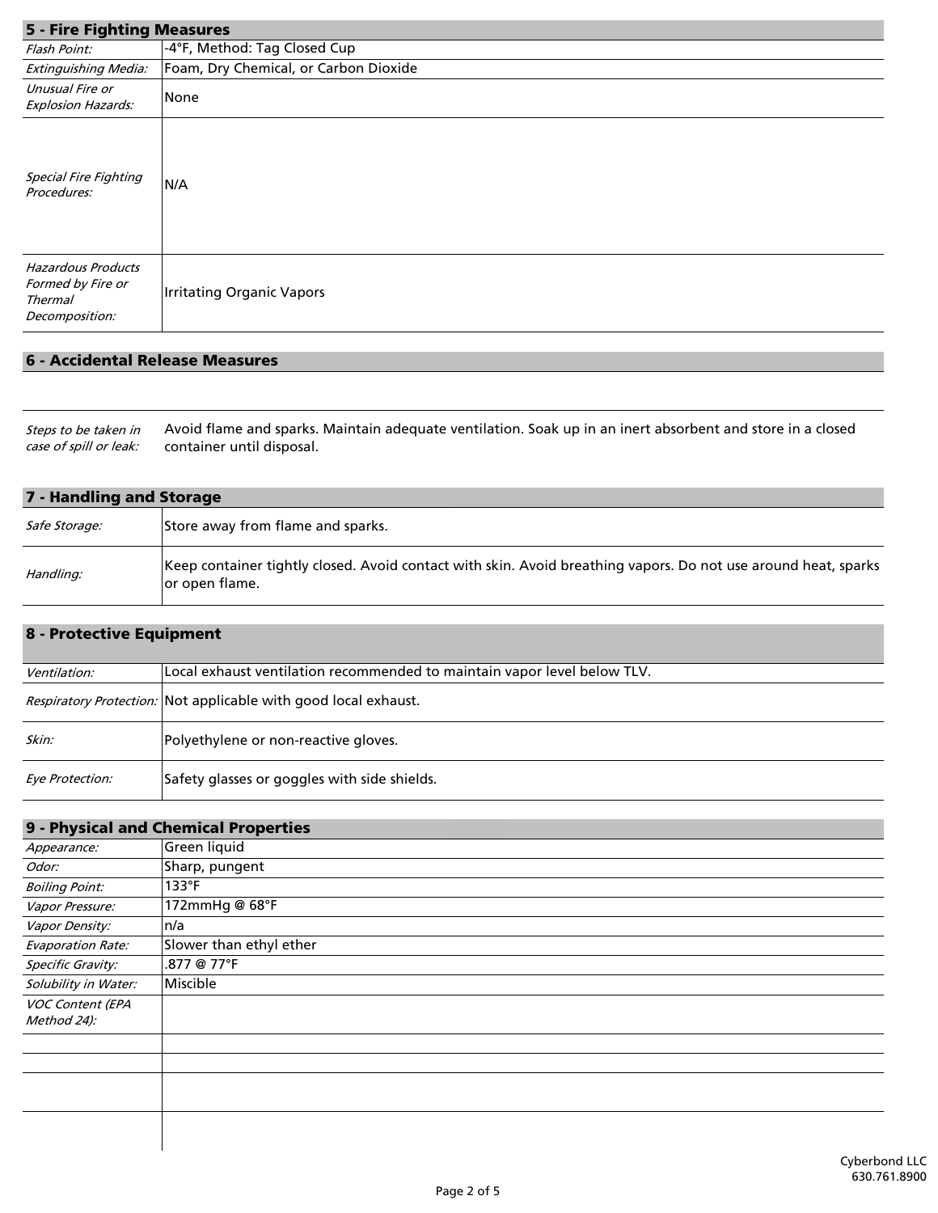## 5 - Fire Fighting Measures

| | |
|---|---|
| *Flash Point:* | -4°F, Method: Tag Closed Cup |
| *Extinguishing Media:* | Foam, Dry Chemical, or Carbon Dioxide |
| *Unusual Fire or Explosion Hazards:* | None |
| *Special Fire Fighting Procedures:* | N/A |
| *Hazardous Products Formed by Fire or Thermal Decomposition:* | Irritating Organic Vapors |

## 6 - Accidental Release Measures

| | |
|---|---|
| *Steps to be taken in case of spill or leak:* | Avoid flame and sparks. Maintain adequate ventilation. Soak up in an inert absorbent and store in a closed container until disposal. |

## 7 - Handling and Storage

| | |
|---|---|
| *Safe Storage:* | Store away from flame and sparks. |
| *Handling:* | Keep container tightly closed. Avoid contact with skin. Avoid breathing vapors. Do not use around heat, sparks or open flame. |

## 8 - Protective Equipment

| | |
|---|---|
| *Ventilation:* | Local exhaust ventilation recommended to maintain vapor level below TLV. |
| *Respiratory Protection:* | Not applicable with good local exhaust. |
| *Skin:* | Polyethylene or non-reactive gloves. |
| *Eye Protection:* | Safety glasses or goggles with side shields. |

## 9 - Physical and Chemical Properties

| | |
|---|---|
| *Appearance:* | Green liquid |
| *Odor:* | Sharp, pungent |
| *Boiling Point:* | 133°F |
| *Vapor Pressure:* | 172mmHg @ 68°F |
| *Vapor Density:* | n/a |
| *Evaporation Rate:* | Slower than ethyl ether |
| *Specific Gravity:* | .877 @ 77°F |
| *Solubility in Water:* | Miscible |
| *VOC Content (EPA Method 24):* | |

Cyberbond LLC
630.761.8900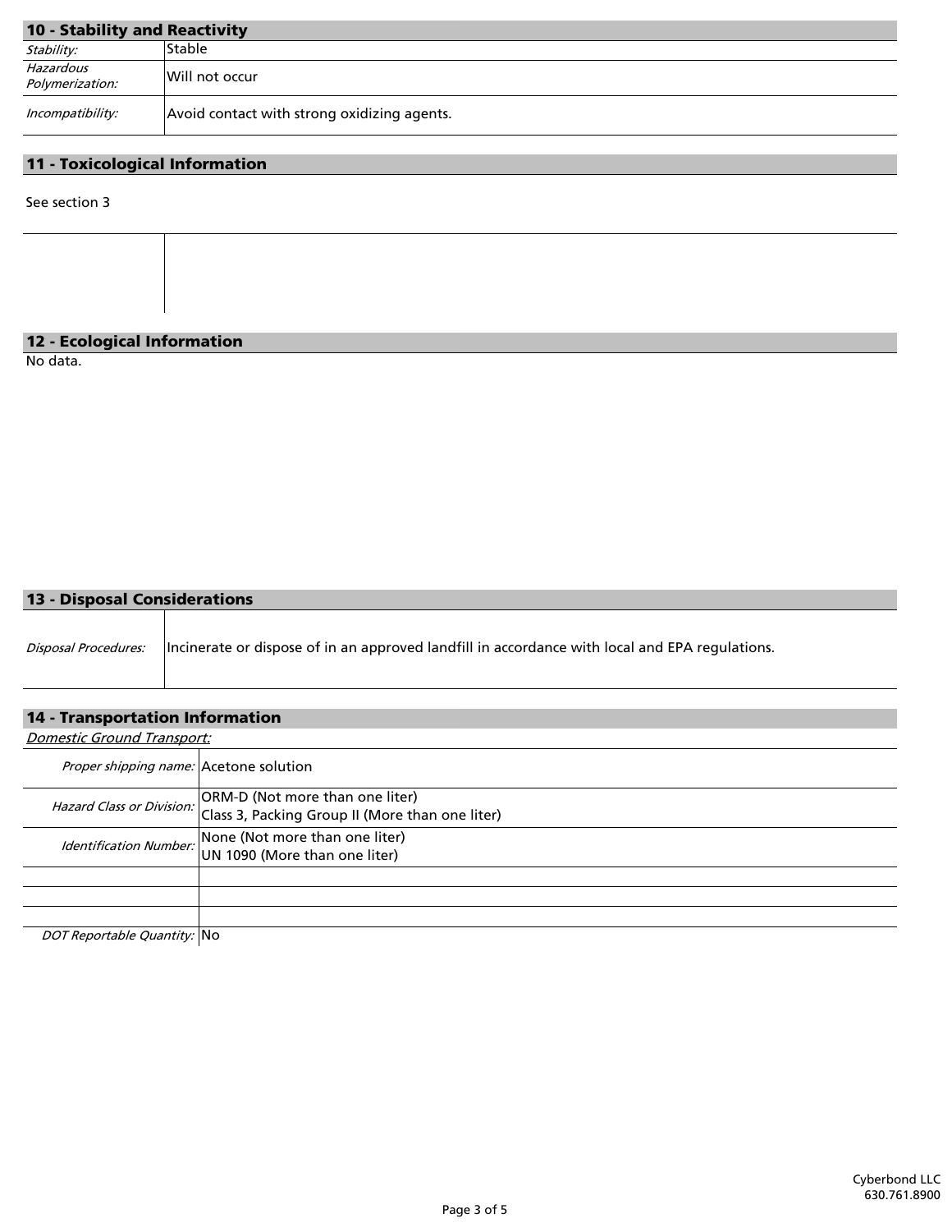## 10 - Stability and Reactivity

| | |
|---|---|
| *Stability:* | Stable |
| *Hazardous Polymerization:* | Will not occur |
| *Incompatibility:* | Avoid contact with strong oxidizing agents. |

## 11 - Toxicological Information

See section 3

## 12 - Ecological Information

No data.

## 13 - Disposal Considerations

| | |
|---|---|
| *Disposal Procedures:* | Incinerate or dispose of in an approved landfill in accordance with local and EPA regulations. |

## 14 - Transportation Information

*Domestic Ground Transport:*

| | |
|---|---|
| *Proper shipping name:* | Acetone solution |
| *Hazard Class or Division:* | ORM-D (Not more than one liter)<br>Class 3, Packing Group II (More than one liter) |
| *Identification Number:* | None (Not more than one liter)<br>UN 1090 (More than one liter) |
| | |
| | |
| | |
| *DOT Reportable Quantity:* | No |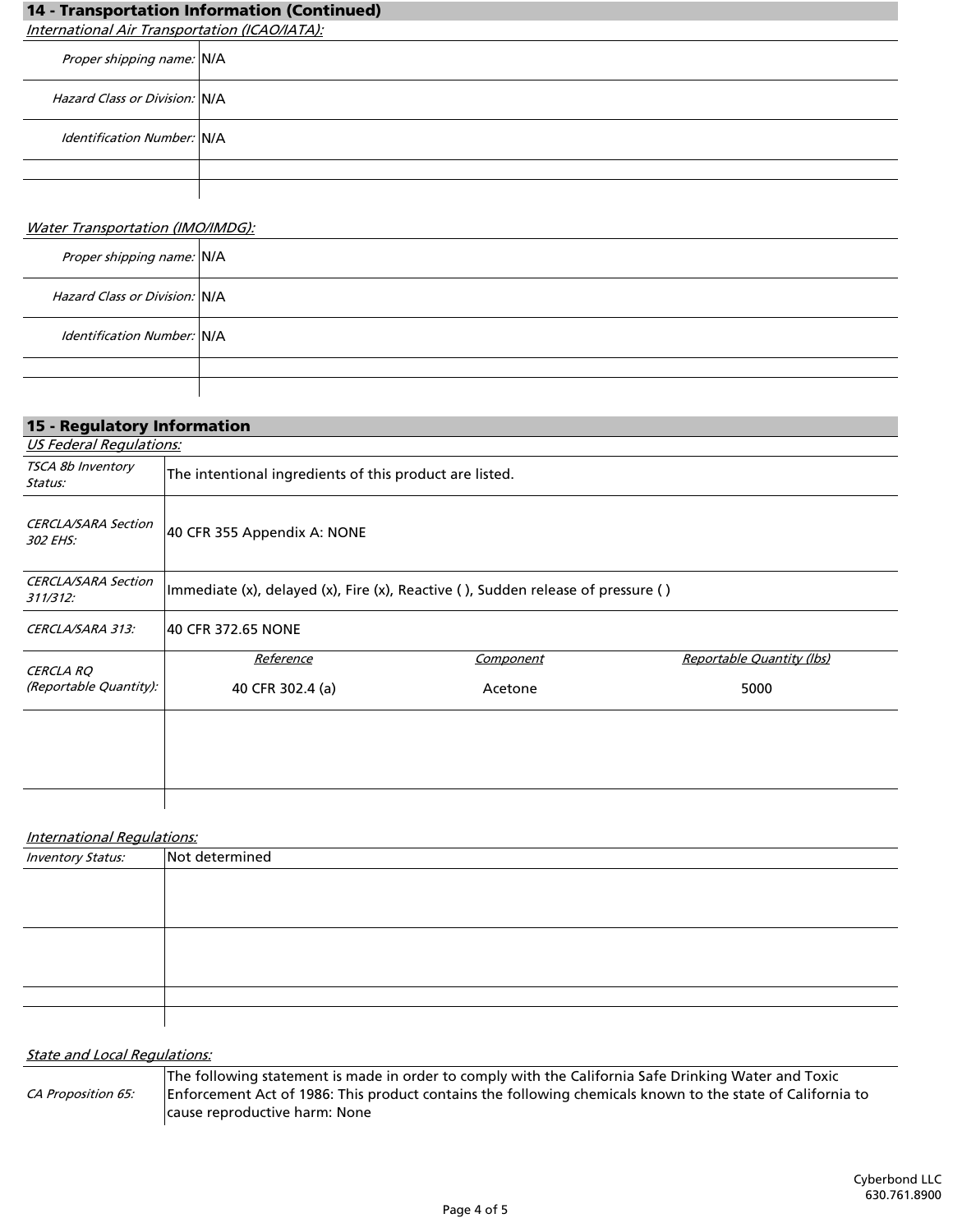## 14 - Transportation Information (Continued)

*International Air Transportation (ICAO/IATA):*

| | |
|---|---|
| *Proper shipping name:* | N/A |
| *Hazard Class or Division:* | N/A |
| *Identification Number:* | N/A |

*Water Transportation (IMO/IMDG):*

| | |
|---|---|
| *Proper shipping name:* | N/A |
| *Hazard Class or Division:* | N/A |
| *Identification Number:* | N/A |

## 15 - Regulatory Information

*US Federal Regulations:*

| | |
|---|---|
| *TSCA 8b Inventory Status:* | The intentional ingredients of this product are listed. |
| *CERCLA/SARA Section 302 EHS:* | 40 CFR 355 Appendix A: NONE |
| *CERCLA/SARA Section 311/312:* | Immediate (x), delayed (x), Fire (x), Reactive ( ), Sudden release of pressure ( ) |
| *CERCLA/SARA 313:* | 40 CFR 372.65 NONE |

| *CERCLA RQ (Reportable Quantity):* | *Reference* | *Component* | *Reportable Quantity (lbs)* |
|---|---|---|---|
| | 40 CFR 302.4 (a) | Acetone | 5000 |

*International Regulations:*

| | |
|---|---|
| *Inventory Status:* | Not determined |

*State and Local Regulations:*

| | |
|---|---|
| *CA Proposition 65:* | The following statement is made in order to comply with the California Safe Drinking Water and Toxic Enforcement Act of 1986: This product contains the following chemicals known to the state of California to cause reproductive harm: None |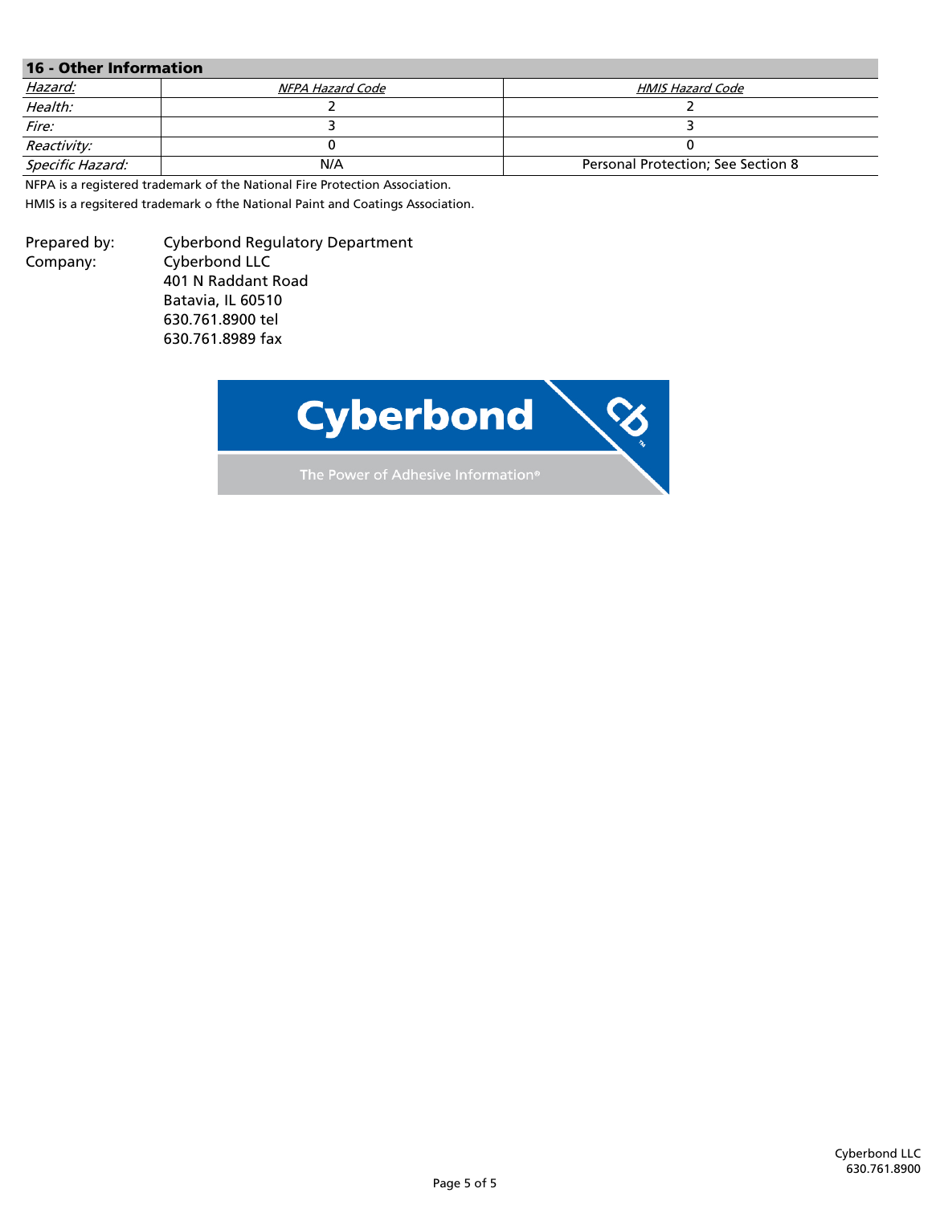## 16 - Other Information

| *Hazard:* | *NFPA Hazard Code* | *HMIS Hazard Code* |
|---|---|---|
| *Health:* | 2 | 2 |
| *Fire:* | 3 | 3 |
| *Reactivity:* | 0 | 0 |
| *Specific Hazard:* | N/A | Personal Protection; See Section 8 |

NFPA is a registered trademark of the National Fire Protection Association.

HMIS is a regsitered trademark o fthe National Paint and Coatings Association.

Prepared by: Cyberbond Regulatory Department
Company: Cyberbond LLC
401 N Raddant Road
Batavia, IL 60510
630.761.8900 tel
630.761.8989 fax

Cyberbond

The Power of Adhesive Information®